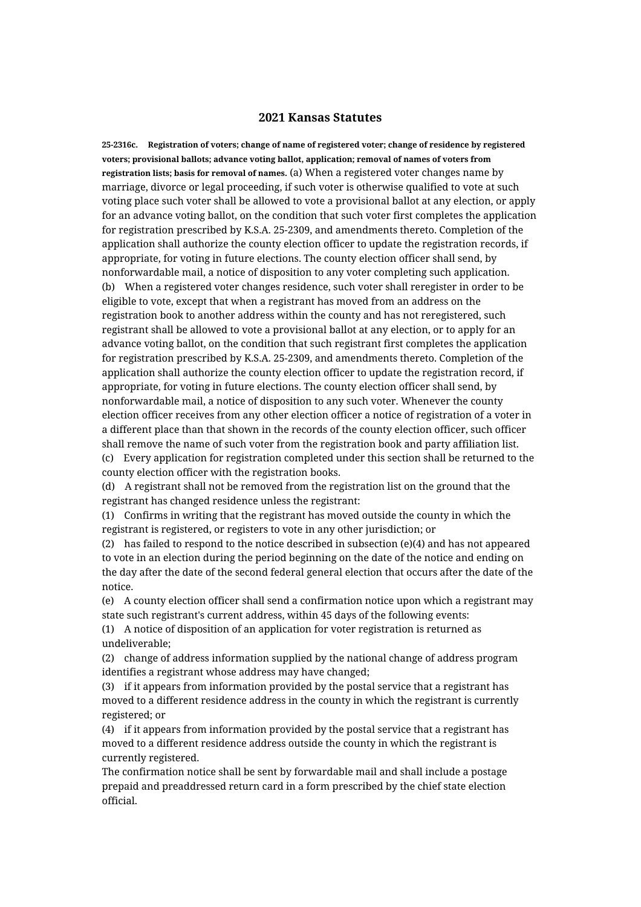# 2021 Kansas Statutes

**25-2316c. Registration of voters; change of name of registered voter; change of residence by registered voters; provisional ballots; advance voting ballot, application; removal of names of voters from registration lists; basis for removal of names.** (a) When a registered voter changes name by marriage, divorce or legal proceeding, if such voter is otherwise qualified to vote at such voting place such voter shall be allowed to vote a provisional ballot at any election, or apply for an advance voting ballot, on the condition that such voter first completes the application for registration prescribed by K.S.A. 25-2309, and amendments thereto. Completion of the application shall authorize the county election officer to update the registration records, if appropriate, for voting in future elections. The county election officer shall send, by nonforwardable mail, a notice of disposition to any voter completing such application.

(b) When a registered voter changes residence, such voter shall reregister in order to be eligible to vote, except that when a registrant has moved from an address on the registration book to another address within the county and has not reregistered, such registrant shall be allowed to vote a provisional ballot at any election, or to apply for an advance voting ballot, on the condition that such registrant first completes the application for registration prescribed by K.S.A. 25-2309, and amendments thereto. Completion of the application shall authorize the county election officer to update the registration record, if appropriate, for voting in future elections. The county election officer shall send, by nonforwardable mail, a notice of disposition to any such voter. Whenever the county election officer receives from any other election officer a notice of registration of a voter in a different place than that shown in the records of the county election officer, such officer shall remove the name of such voter from the registration book and party affiliation list.

(c) Every application for registration completed under this section shall be returned to the county election officer with the registration books.

(d) A registrant shall not be removed from the registration list on the ground that the registrant has changed residence unless the registrant:

(1) Confirms in writing that the registrant has moved outside the county in which the registrant is registered, or registers to vote in any other jurisdiction; or

(2) has failed to respond to the notice described in subsection (e)(4) and has not appeared to vote in an election during the period beginning on the date of the notice and ending on the day after the date of the second federal general election that occurs after the date of the notice.

(e) A county election officer shall send a confirmation notice upon which a registrant may state such registrant's current address, within 45 days of the following events:

(1) A notice of disposition of an application for voter registration is returned as undeliverable;

(2) change of address information supplied by the national change of address program identifies a registrant whose address may have changed;

(3) if it appears from information provided by the postal service that a registrant has moved to a different residence address in the county in which the registrant is currently registered; or

(4) if it appears from information provided by the postal service that a registrant has moved to a different residence address outside the county in which the registrant is currently registered.

The confirmation notice shall be sent by forwardable mail and shall include a postage prepaid and preaddressed return card in a form prescribed by the chief state election official.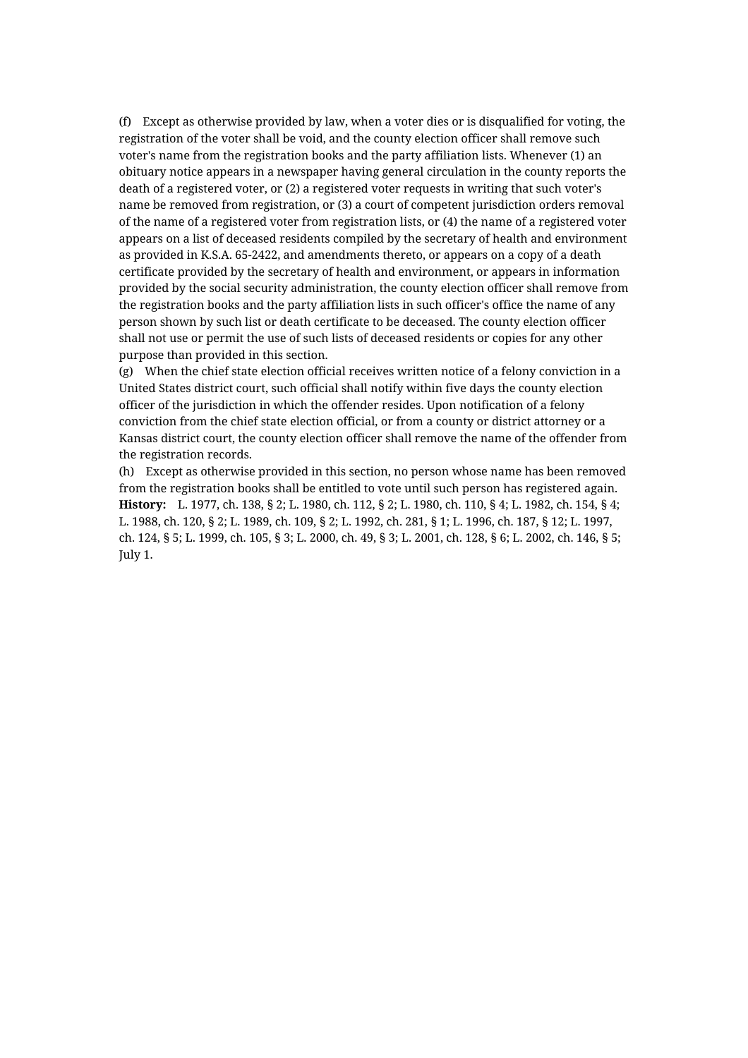(f) Except as otherwise provided by law, when a voter dies or is disqualified for voting, the registration of the voter shall be void, and the county election officer shall remove such voter's name from the registration books and the party affiliation lists. Whenever (1) an obituary notice appears in a newspaper having general circulation in the county reports the death of a registered voter, or (2) a registered voter requests in writing that such voter's name be removed from registration, or (3) a court of competent jurisdiction orders removal of the name of a registered voter from registration lists, or (4) the name of a registered voter appears on a list of deceased residents compiled by the secretary of health and environment as provided in K.S.A. 65-2422, and amendments thereto, or appears on a copy of a death certificate provided by the secretary of health and environment, or appears in information provided by the social security administration, the county election officer shall remove from the registration books and the party affiliation lists in such officer's office the name of any person shown by such list or death certificate to be deceased. The county election officer shall not use or permit the use of such lists of deceased residents or copies for any other purpose than provided in this section.

(g) When the chief state election official receives written notice of a felony conviction in a United States district court, such official shall notify within five days the county election officer of the jurisdiction in which the offender resides. Upon notification of a felony conviction from the chief state election official, or from a county or district attorney or a Kansas district court, the county election officer shall remove the name of the offender from the registration records.

(h) Except as otherwise provided in this section, no person whose name has been removed from the registration books shall be entitled to vote until such person has registered again.

**History:** L. 1977, ch. 138, § 2; L. 1980, ch. 112, § 2; L. 1980, ch. 110, § 4; L. 1982, ch. 154, § 4; L. 1988, ch. 120, § 2; L. 1989, ch. 109, § 2; L. 1992, ch. 281, § 1; L. 1996, ch. 187, § 12; L. 1997, ch. 124, § 5; L. 1999, ch. 105, § 3; L. 2000, ch. 49, § 3; L. 2001, ch. 128, § 6; L. 2002, ch. 146, § 5; July 1.